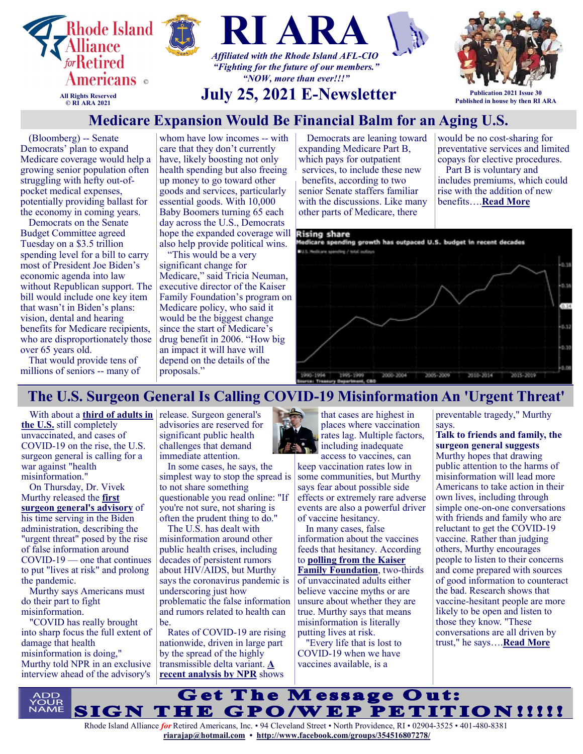Rhode Island Alliance *for* Retired Americans ©

All Rights Reserved
© RI ARA 2021

# RI ARA

*Affiliated with the Rhode Island AFL-CIO*
*"Fighting for the future of our members."*
*"NOW, more than ever!!!"*

## July 25, 2021 E-Newsletter

Publication 2021 Issue 30
Published in house by then RI ARA

## Medicare Expansion Would Be Financial Balm for an Aging U.S.

(Bloomberg) -- Senate Democrats' plan to expand Medicare coverage would help a growing senior population often struggling with hefty out-of-pocket medical expenses, potentially providing ballast for the economy in coming years.

Democrats on the Senate Budget Committee agreed Tuesday on a $3.5 trillion spending level for a bill to carry most of President Joe Biden's economic agenda into law without Republican support. The bill would include one key item that wasn't in Biden's plans: vision, dental and hearing benefits for Medicare recipients, who are disproportionately those over 65 years old.

That would provide tens of millions of seniors -- many of whom have low incomes -- with care that they don't currently have, likely boosting not only health spending but also freeing up money to go toward other goods and services, particularly essential goods. With 10,000 Baby Boomers turning 65 each day across the U.S., Democrats hope the expanded coverage will also help provide political wins.

"This would be a very significant change for Medicare," said Tricia Neuman, executive director of the Kaiser Family Foundation's program on Medicare policy, who said it would be the biggest change since the start of Medicare's drug benefit in 2006. "How big an impact it will have will depend on the details of the proposals."

Democrats are leaning toward expanding Medicare Part B, which pays for outpatient services, to include these new benefits, according to two senior Senate staffers familiar with the discussions. Like many other parts of Medicare, there would be no cost-sharing for preventative services and limited copays for elective procedures.

Part B is voluntary and includes premiums, which could rise with the addition of new benefits….**Read More**

**Rising share**
Medicare spending growth has outpaced U.S. budget in recent decades

## The U.S. Surgeon General Is Calling COVID-19 Misinformation An 'Urgent Threat'

With about a **third of adults in the U.S.** still completely unvaccinated, and cases of COVID-19 on the rise, the U.S. surgeon general is calling for a war against "health misinformation."

On Thursday, Dr. Vivek Murthy released the **first surgeon general's advisory** of his time serving in the Biden administration, describing the "urgent threat" posed by the rise of false information around COVID-19 — one that continues to put "lives at risk" and prolong the pandemic.

Murthy says Americans must do their part to fight misinformation.

"COVID has really brought into sharp focus the full extent of damage that health misinformation is doing," Murthy told NPR in an exclusive interview ahead of the advisory's release. Surgeon general's advisories are reserved for significant public health challenges that demand immediate attention.

In some cases, he says, the simplest way to stop the spread is to not share something questionable you read online: "If you're not sure, not sharing is often the prudent thing to do."

The U.S. has dealt with misinformation around other public health crises, including decades of persistent rumors about HIV/AIDS, but Murthy says the coronavirus pandemic is underscoring just how problematic the false information and rumors related to health can be.

Rates of COVID-19 are rising nationwide, driven in large part by the spread of the highly transmissible delta variant. **A recent analysis by NPR** shows that cases are highest in places where vaccination rates lag. Multiple factors, including inadequate access to vaccines, can keep vaccination rates low in some communities, but Murthy says fear about possible side effects or extremely rare adverse events are also a powerful driver of vaccine hesitancy.

In many cases, false information about the vaccines feeds that hesitancy. According to **polling from the Kaiser Family Foundation**, two-thirds of unvaccinated adults either believe vaccine myths or are unsure about whether they are true. Murthy says that means misinformation is literally putting lives at risk.

"Every life that is lost to COVID-19 when we have vaccines available, is a preventable tragedy," Murthy says.

**Talk to friends and family, the surgeon general suggests**

Murthy hopes that drawing public attention to the harms of misinformation will lead more Americans to take action in their own lives, including through simple one-on-one conversations with friends and family who are reluctant to get the COVID-19 vaccine. Rather than judging others, Murthy encourages people to listen to their concerns and come prepared with sources of good information to counteract the bad. Research shows that vaccine-hesitant people are more likely to be open and listen to those they know. "These conversations are all driven by trust," he says….**Read More**

ADD YOUR NAME

**Get The Message Out: SIGN THE GPO/WEP PETITION!!!!!**

Rhode Island Alliance *for* Retired Americans, Inc. • 94 Cleveland Street • North Providence, RI • 02904-3525 • 401-480-8381
**riarajap@hotmail.com** • **http://www.facebook.com/groups/354516807278/**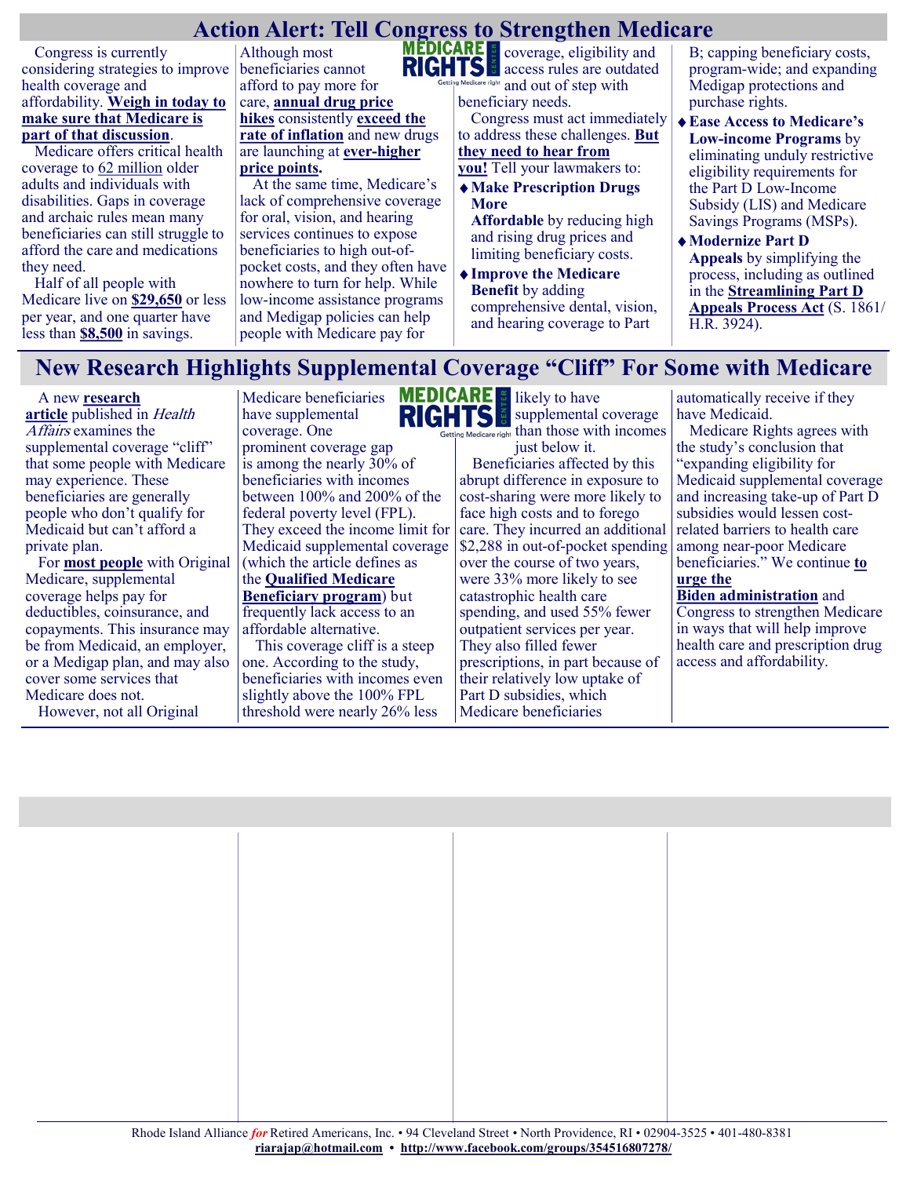# Action Alert: Tell Congress to Strengthen Medicare

Congress is currently considering strategies to improve health coverage and affordability. **Weigh in today to make sure that Medicare is part of that discussion**.

Medicare offers critical health coverage to 62 million older adults and individuals with disabilities. Gaps in coverage and archaic rules mean many beneficiaries can still struggle to afford the care and medications they need.

Half of all people with Medicare live on **$29,650** or less per year, and one quarter have less than **$8,500** in savings. Although most beneficiaries cannot afford to pay more for care, **annual drug price hikes** consistently **exceed the rate of inflation** and new drugs are launching at **ever-higher price points.**

At the same time, Medicare's lack of comprehensive coverage for oral, vision, and hearing services continues to expose beneficiaries to high out-of-pocket costs, and they often have nowhere to turn for help. While low-income assistance programs and Medigap policies can help people with Medicare pay for coverage, eligibility and access rules are outdated and out of step with beneficiary needs.

Congress must act immediately to address these challenges. **But they need to hear from you!** Tell your lawmakers to:

- **Make Prescription Drugs More Affordable** by reducing high and rising drug prices and limiting beneficiary costs.
- **Improve the Medicare Benefit** by adding comprehensive dental, vision, and hearing coverage to Part B; capping beneficiary costs, program-wide; and expanding Medigap protections and purchase rights.
- **Ease Access to Medicare's Low-income Programs** by eliminating unduly restrictive eligibility requirements for the Part D Low-Income Subsidy (LIS) and Medicare Savings Programs (MSPs).
- **Modernize Part D Appeals** by simplifying the process, including as outlined in the **Streamlining Part D Appeals Process Act** (S. 1861/ H.R. 3924).

# New Research Highlights Supplemental Coverage "Cliff" For Some with Medicare

A new **research article** published in *Health Affairs* examines the supplemental coverage "cliff" that some people with Medicare may experience. These beneficiaries are generally people who don't qualify for Medicaid but can't afford a private plan.

For **most people** with Original Medicare, supplemental coverage helps pay for deductibles, coinsurance, and copayments. This insurance may be from Medicaid, an employer, or a Medigap plan, and may also cover some services that Medicare does not.

However, not all Original Medicare beneficiaries have supplemental coverage. One prominent coverage gap is among the nearly 30% of beneficiaries with incomes between 100% and 200% of the federal poverty level (FPL). They exceed the income limit for Medicaid supplemental coverage (which the article defines as the **Qualified Medicare Beneficiary program**) but frequently lack access to an affordable alternative.

This coverage cliff is a steep one. According to the study, beneficiaries with incomes even slightly above the 100% FPL threshold were nearly 26% less likely to have supplemental coverage than those with incomes just below it.

Beneficiaries affected by this abrupt difference in exposure to cost-sharing were more likely to face high costs and to forego care. They incurred an additional $2,288 in out-of-pocket spending over the course of two years, were 33% more likely to see catastrophic health care spending, and used 55% fewer outpatient services per year. They also filled fewer prescriptions, in part because of their relatively low uptake of Part D subsidies, which Medicare beneficiaries automatically receive if they have Medicaid.

Medicare Rights agrees with the study's conclusion that "expanding eligibility for Medicaid supplemental coverage and increasing take-up of Part D subsidies would lessen cost-related barriers to health care among near-poor Medicare beneficiaries." We continue **to urge the Biden administration** and Congress to strengthen Medicare in ways that will help improve health care and prescription drug access and affordability.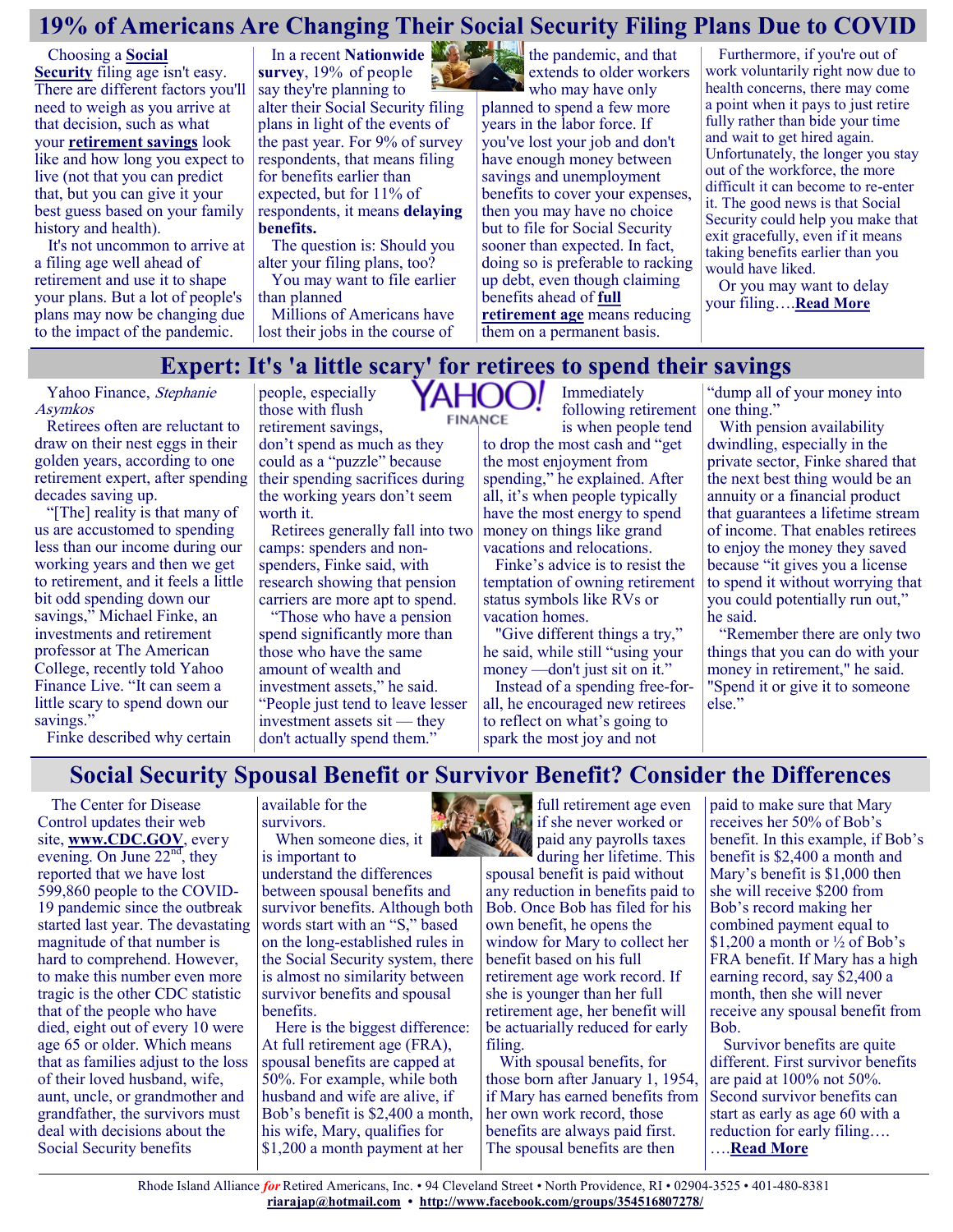## 19% of Americans Are Changing Their Social Security Filing Plans Due to COVID

Choosing a **Social Security** filing age isn't easy. There are different factors you'll need to weigh as you arrive at that decision, such as what your **retirement savings** look like and how long you expect to live (not that you can predict that, but you can give it your best guess based on your family history and health).

It's not uncommon to arrive at a filing age well ahead of retirement and use it to shape your plans. But a lot of people's plans may now be changing due to the impact of the pandemic.

In a recent **Nationwide survey**, 19% of people say they're planning to alter their Social Security filing plans in light of the events of the past year. For 9% of survey respondents, that means filing for benefits earlier than expected, but for 11% of respondents, it means **delaying benefits.**

The question is: Should you alter your filing plans, too?

You may want to file earlier than planned

Millions of Americans have lost their jobs in the course of the pandemic, and that extends to older workers who may have only planned to spend a few more years in the labor force. If you've lost your job and don't have enough money between savings and unemployment benefits to cover your expenses, then you may have no choice but to file for Social Security sooner than expected. In fact, doing so is preferable to racking up debt, even though claiming benefits ahead of **full retirement age** means reducing them on a permanent basis.

Furthermore, if you're out of work voluntarily right now due to health concerns, there may come a point when it pays to just retire fully rather than bide your time and wait to get hired again. Unfortunately, the longer you stay out of the workforce, the more difficult it can become to re-enter it. The good news is that Social Security could help you make that exit gracefully, even if it means taking benefits earlier than you would have liked.

Or you may want to delay your filing….**Read More**

## Expert: It's 'a little scary' for retirees to spend their savings

Yahoo Finance, *Stephanie Asymkos*

Retirees often are reluctant to draw on their nest eggs in their golden years, according to one retirement expert, after spending decades saving up.

"[The] reality is that many of us are accustomed to spending less than our income during our working years and then we get to retirement, and it feels a little bit odd spending down our savings," Michael Finke, an investments and retirement professor at The American College, recently told Yahoo Finance Live. "It can seem a little scary to spend down our savings."

Finke described why certain people, especially those with flush retirement savings, don't spend as much as they could as a "puzzle" because their spending sacrifices during the working years don't seem worth it.

Retirees generally fall into two camps: spenders and non-spenders, Finke said, with research showing that pension carriers are more apt to spend.

"Those who have a pension spend significantly more than those who have the same amount of wealth and investment assets," he said. "People just tend to leave lesser investment assets sit — they don't actually spend them."

Immediately following retirement is when people tend to drop the most cash and "get the most enjoyment from spending," he explained. After all, it's when people typically have the most energy to spend money on things like grand vacations and relocations.

Finke's advice is to resist the temptation of owning retirement status symbols like RVs or vacation homes.

"Give different things a try," he said, while still "using your money —don't just sit on it."

Instead of a spending free-for-all, he encouraged new retirees to reflect on what's going to spark the most joy and not "dump all of your money into one thing."

With pension availability dwindling, especially in the private sector, Finke shared that the next best thing would be an annuity or a financial product that guarantees a lifetime stream of income. That enables retirees to enjoy the money they saved because "it gives you a license to spend it without worrying that you could potentially run out," he said.

"Remember there are only two things that you can do with your money in retirement," he said. "Spend it or give it to someone else."

## Social Security Spousal Benefit or Survivor Benefit? Consider the Differences

The Center for Disease Control updates their web site, **www.CDC.GOV**, every evening. On June 22nd, they reported that we have lost 599,860 people to the COVID-19 pandemic since the outbreak started last year. The devastating magnitude of that number is hard to comprehend. However, to make this number even more tragic is the other CDC statistic that of the people who have died, eight out of every 10 were age 65 or older. Which means that as families adjust to the loss of their loved husband, wife, aunt, uncle, or grandmother and grandfather, the survivors must deal with decisions about the Social Security benefits available for the survivors.

When someone dies, it is important to understand the differences between spousal benefits and survivor benefits. Although both words start with an "S," based on the long-established rules in the Social Security system, there is almost no similarity between survivor benefits and spousal benefits.

Here is the biggest difference: At full retirement age (FRA), spousal benefits are capped at 50%. For example, while both husband and wife are alive, if Bob's benefit is $2,400 a month, his wife, Mary, qualifies for $1,200 a month payment at her full retirement age even if she never worked or paid any payrolls taxes during her lifetime. This spousal benefit is paid without any reduction in benefits paid to Bob. Once Bob has filed for his own benefit, he opens the window for Mary to collect her benefit based on his full retirement age work record. If she is younger than her full retirement age, her benefit will be actuarially reduced for early filing.

With spousal benefits, for those born after January 1, 1954, if Mary has earned benefits from her own work record, those benefits are always paid first. The spousal benefits are then paid to make sure that Mary receives her 50% of Bob's benefit. In this example, if Bob's benefit is $2,400 a month and Mary's benefit is $1,000 then she will receive $200 from Bob's record making her combined payment equal to $1,200 a month or ½ of Bob's FRA benefit. If Mary has a high earning record, say $2,400 a month, then she will never receive any spousal benefit from Bob.

Survivor benefits are quite different. First survivor benefits are paid at 100% not 50%. Second survivor benefits can start as early as age 60 with a reduction for early filing….

….**Read More**

Rhode Island Alliance *for* Retired Americans, Inc. • 94 Cleveland Street • North Providence, RI • 02904-3525 • 401-480-8381
riarajap@hotmail.com • http://www.facebook.com/groups/354516807278/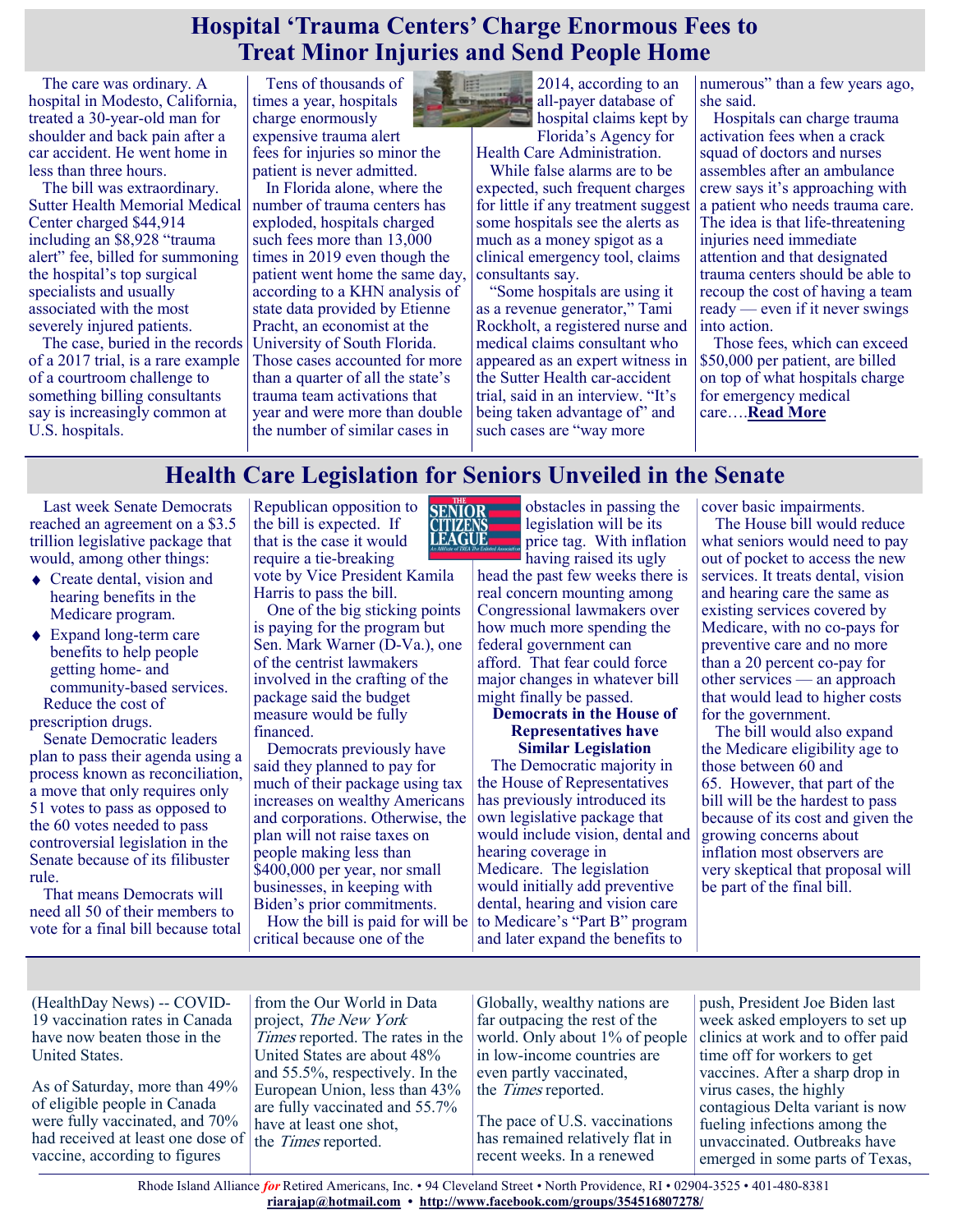# Hospital 'Trauma Centers' Charge Enormous Fees to Treat Minor Injuries and Send People Home

The care was ordinary. A hospital in Modesto, California, treated a 30-year-old man for shoulder and back pain after a car accident. He went home in less than three hours.

The bill was extraordinary. Sutter Health Memorial Medical Center charged $44,914 including an $8,928 "trauma alert" fee, billed for summoning the hospital's top surgical specialists and usually associated with the most severely injured patients.

The case, buried in the records of a 2017 trial, is a rare example of a courtroom challenge to something billing consultants say is increasingly common at U.S. hospitals.

Tens of thousands of times a year, hospitals charge enormously expensive trauma alert fees for injuries so minor the patient is never admitted.

In Florida alone, where the number of trauma centers has exploded, hospitals charged such fees more than 13,000 times in 2019 even though the patient went home the same day, according to a KHN analysis of state data provided by Etienne Pracht, an economist at the University of South Florida. Those cases accounted for more than a quarter of all the state's trauma team activations that year and were more than double the number of similar cases in 2014, according to an all-payer database of hospital claims kept by Florida's Agency for Health Care Administration.

While false alarms are to be expected, such frequent charges for little if any treatment suggest some hospitals see the alerts as much as a money spigot as a clinical emergency tool, claims consultants say.

"Some hospitals are using it as a revenue generator," Tami Rockholt, a registered nurse and medical claims consultant who appeared as an expert witness in the Sutter Health car-accident trial, said in an interview. "It's being taken advantage of" and such cases are "way more numerous" than a few years ago, she said.

Hospitals can charge trauma activation fees when a crack squad of doctors and nurses assembles after an ambulance crew says it's approaching with a patient who needs trauma care. The idea is that life-threatening injuries need immediate attention and that designated trauma centers should be able to recoup the cost of having a team ready — even if it never swings into action.

Those fees, which can exceed $50,000 per patient, are billed on top of what hospitals charge for emergency medical care….**Read More**

# Health Care Legislation for Seniors Unveiled in the Senate

Last week Senate Democrats reached an agreement on a $3.5 trillion legislative package that would, among other things:

- Create dental, vision and hearing benefits in the Medicare program.
- Expand long-term care benefits to help people getting home- and community-based services.

Reduce the cost of prescription drugs.

Senate Democratic leaders plan to pass their agenda using a process known as reconciliation, a move that only requires only 51 votes to pass as opposed to the 60 votes needed to pass controversial legislation in the Senate because of its filibuster rule.

That means Democrats will need all 50 of their members to vote for a final bill because total Republican opposition to the bill is expected. If that is the case it would require a tie-breaking vote by Vice President Kamala Harris to pass the bill.

One of the big sticking points is paying for the program but Sen. Mark Warner (D-Va.), one of the centrist lawmakers involved in the crafting of the package said the budget measure would be fully financed.

Democrats previously have said they planned to pay for much of their package using tax increases on wealthy Americans and corporations. Otherwise, the plan will not raise taxes on people making less than $400,000 per year, nor small businesses, in keeping with Biden's prior commitments.

How the bill is paid for will be critical because one of the obstacles in passing the legislation will be its price tag. With inflation having raised its ugly head the past few weeks there is real concern mounting among Congressional lawmakers over how much more spending the federal government can afford. That fear could force major changes in whatever bill might finally be passed.

**Democrats in the House of Representatives have Similar Legislation**

The Democratic majority in the House of Representatives has previously introduced its own legislative package that would include vision, dental and hearing coverage in Medicare. The legislation would initially add preventive dental, hearing and vision care to Medicare's "Part B" program and later expand the benefits to cover basic impairments.

The House bill would reduce what seniors would need to pay out of pocket to access the new services. It treats dental, vision and hearing care the same as existing services covered by Medicare, with no co-pays for preventive care and no more than a 20 percent co-pay for other services — an approach that would lead to higher costs for the government.

The bill would also expand the Medicare eligibility age to those between 60 and 65. However, that part of the bill will be the hardest to pass because of its cost and given the growing concerns about inflation most observers are very skeptical that proposal will be part of the final bill.

---

(HealthDay News) -- COVID-19 vaccination rates in Canada have now beaten those in the United States.

As of Saturday, more than 49% of eligible people in Canada were fully vaccinated, and 70% had received at least one dose of vaccine, according to figures from the Our World in Data project, *The New York Times* reported. The rates in the United States are about 48% and 55.5%, respectively. In the European Union, less than 43% are fully vaccinated and 55.7% have at least one shot, the *Times* reported.

Globally, wealthy nations are far outpacing the rest of the world. Only about 1% of people in low-income countries are even partly vaccinated, the *Times* reported.

The pace of U.S. vaccinations has remained relatively flat in recent weeks. In a renewed push, President Joe Biden last week asked employers to set up clinics at work and to offer paid time off for workers to get vaccines. After a sharp drop in virus cases, the highly contagious Delta variant is now fueling infections among the unvaccinated. Outbreaks have emerged in some parts of Texas,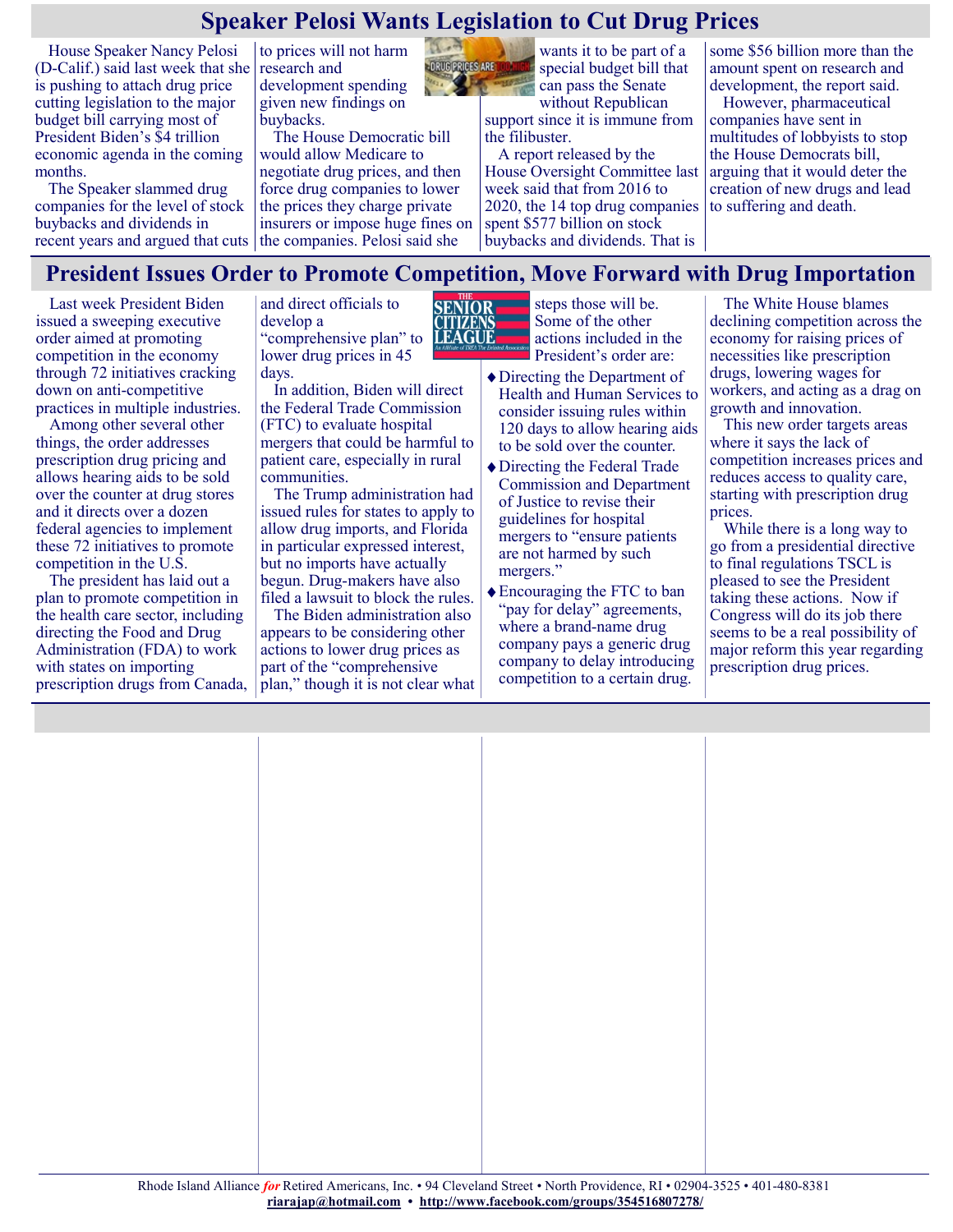## Speaker Pelosi Wants Legislation to Cut Drug Prices

House Speaker Nancy Pelosi (D-Calif.) said last week that she is pushing to attach drug price cutting legislation to the major budget bill carrying most of President Biden's $4 trillion economic agenda in the coming months.

The Speaker slammed drug companies for the level of stock buybacks and dividends in recent years and argued that cuts to prices will not harm research and development spending given new findings on buybacks.

The House Democratic bill would allow Medicare to negotiate drug prices, and then force drug companies to lower the prices they charge private insurers or impose huge fines on the companies. Pelosi said she wants it to be part of a special budget bill that can pass the Senate without Republican support since it is immune from the filibuster.

A report released by the House Oversight Committee last week said that from 2016 to 2020, the 14 top drug companies spent $577 billion on stock buybacks and dividends. That is some $56 billion more than the amount spent on research and development, the report said.

However, pharmaceutical companies have sent in multitudes of lobbyists to stop the House Democrats bill, arguing that it would deter the creation of new drugs and lead to suffering and death.

## President Issues Order to Promote Competition, Move Forward with Drug Importation

Last week President Biden issued a sweeping executive order aimed at promoting competition in the economy through 72 initiatives cracking down on anti-competitive practices in multiple industries.

Among other several other things, the order addresses prescription drug pricing and allows hearing aids to be sold over the counter at drug stores and it directs over a dozen federal agencies to implement these 72 initiatives to promote competition in the U.S.

The president has laid out a plan to promote competition in the health care sector, including directing the Food and Drug Administration (FDA) to work with states on importing prescription drugs from Canada, and direct officials to develop a "comprehensive plan" to lower drug prices in 45 days.

In addition, Biden will direct the Federal Trade Commission (FTC) to evaluate hospital mergers that could be harmful to patient care, especially in rural communities.

The Trump administration had issued rules for states to apply to allow drug imports, and Florida in particular expressed interest, but no imports have actually begun. Drug-makers have also filed a lawsuit to block the rules.

The Biden administration also appears to be considering other actions to lower drug prices as part of the "comprehensive plan," though it is not clear what steps those will be. Some of the other actions included in the President's order are:

- Directing the Department of Health and Human Services to consider issuing rules within 120 days to allow hearing aids to be sold over the counter.
- Directing the Federal Trade Commission and Department of Justice to revise their guidelines for hospital mergers to "ensure patients are not harmed by such mergers."
- Encouraging the FTC to ban "pay for delay" agreements, where a brand-name drug company pays a generic drug company to delay introducing competition to a certain drug.

The White House blames declining competition across the economy for raising prices of necessities like prescription drugs, lowering wages for workers, and acting as a drag on growth and innovation.

This new order targets areas where it says the lack of competition increases prices and reduces access to quality care, starting with prescription drug prices.

While there is a long way to go from a presidential directive to final regulations TSCL is pleased to see the President taking these actions. Now if Congress will do its job there seems to be a real possibility of major reform this year regarding prescription drug prices.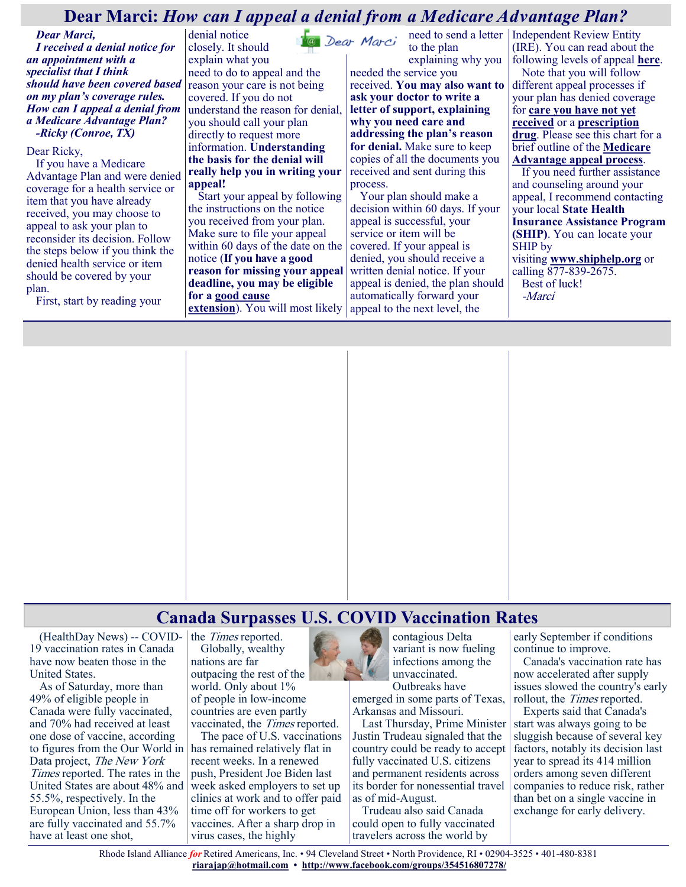# Dear Marci: *How can I appeal a denial from a Medicare Advantage Plan?*

***Dear Marci,***

***I received a denial notice for an appointment with a specialist that I think should have been covered based on my plan's coverage rules. How can I appeal a denial from a Medicare Advantage Plan?***

***-Ricky (Conroe, TX)***

Dear Ricky,

If you have a Medicare Advantage Plan and were denied coverage for a health service or item that you have already received, you may choose to appeal to ask your plan to reconsider its decision. Follow the steps below if you think the denied health service or item should be covered by your plan.

First, start by reading your denial notice closely. It should explain what you need to do to appeal and the reason your care is not being covered. If you do not understand the reason for denial, you should call your plan directly to request more information. **Understanding the basis for the denial will really help you in writing your appeal!**

Start your appeal by following the instructions on the notice you received from your plan. Make sure to file your appeal within 60 days of the date on the notice (**If you have a good reason for missing your appeal deadline, you may be eligible for a good cause extension**). You will most likely need to send a letter to the plan explaining why you needed the service you received. **You may also want to ask your doctor to write a letter of support, explaining why you need care and addressing the plan's reason for denial.** Make sure to keep copies of all the documents you received and sent during this process.

Your plan should make a decision within 60 days. If your appeal is successful, your service or item will be covered. If your appeal is denied, you should receive a written denial notice. If your appeal is denied, the plan should automatically forward your appeal to the next level, the Independent Review Entity (IRE). You can read about the following levels of appeal **here**.

Note that you will follow different appeal processes if your plan has denied coverage for **care you have not yet received** or a **prescription drug**. Please see this chart for a brief outline of the **Medicare Advantage appeal process**.

If you need further assistance and counseling around your appeal, I recommend contacting your local **State Health Insurance Assistance Program (SHIP)**. You can locate your SHIP by visiting **www.shiphelp.org** or calling 877-839-2675.

Best of luck!

*-Marci*

# Canada Surpasses U.S. COVID Vaccination Rates

(HealthDay News) -- COVID-19 vaccination rates in Canada have now beaten those in the United States.

As of Saturday, more than 49% of eligible people in Canada were fully vaccinated, and 70% had received at least one dose of vaccine, according to figures from the Our World in Data project, *The New York Times* reported. The rates in the United States are about 48% and 55.5%, respectively. In the European Union, less than 43% are fully vaccinated and 55.7% have at least one shot, the *Times* reported.

Globally, wealthy nations are far outpacing the rest of the world. Only about 1% of people in low-income countries are even partly vaccinated, the *Times* reported.

The pace of U.S. vaccinations has remained relatively flat in recent weeks. In a renewed push, President Joe Biden last week asked employers to set up clinics at work and to offer paid time off for workers to get vaccines. After a sharp drop in virus cases, the highly contagious Delta variant is now fueling infections among the unvaccinated. Outbreaks have emerged in some parts of Texas, Arkansas and Missouri.

Last Thursday, Prime Minister Justin Trudeau signaled that the country could be ready to accept fully vaccinated U.S. citizens and permanent residents across its border for nonessential travel as of mid-August.

Trudeau also said Canada could open to fully vaccinated travelers across the world by early September if conditions continue to improve.

Canada's vaccination rate has now accelerated after supply issues slowed the country's early rollout, the *Times* reported.

Experts said that Canada's start was always going to be sluggish because of several key factors, notably its decision last year to spread its 414 million orders among seven different companies to reduce risk, rather than bet on a single vaccine in exchange for early delivery.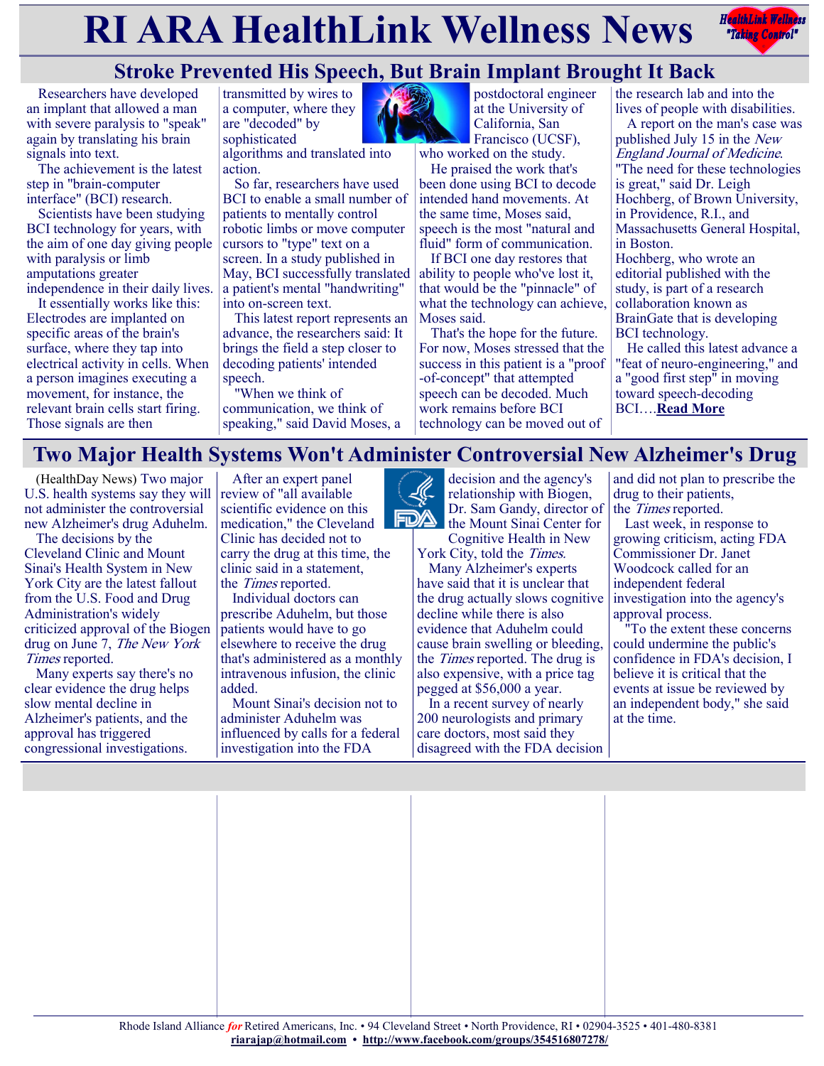# RI ARA HealthLink Wellness News

## Stroke Prevented His Speech, But Brain Implant Brought It Back

Researchers have developed an implant that allowed a man with severe paralysis to "speak" again by translating his brain signals into text.

The achievement is the latest step in "brain-computer interface" (BCI) research.

Scientists have been studying BCI technology for years, with the aim of one day giving people with paralysis or limb amputations greater independence in their daily lives.

It essentially works like this: Electrodes are implanted on specific areas of the brain's surface, where they tap into electrical activity in cells. When a person imagines executing a movement, for instance, the relevant brain cells start firing. Those signals are then transmitted by wires to a computer, where they are "decoded" by sophisticated algorithms and translated into action.

So far, researchers have used BCI to enable a small number of patients to mentally control robotic limbs or move computer cursors to "type" text on a screen. In a study published in May, BCI successfully translated a patient's mental "handwriting" into on-screen text.

This latest report represents an advance, the researchers said: It brings the field a step closer to decoding patients' intended speech.

"When we think of communication, we think of speaking," said David Moses, a postdoctoral engineer at the University of California, San Francisco (UCSF), who worked on the study.

He praised the work that's been done using BCI to decode intended hand movements. At the same time, Moses said, speech is the most "natural and fluid" form of communication.

If BCI one day restores that ability to people who've lost it, that would be the "pinnacle" of what the technology can achieve, Moses said.

That's the hope for the future. For now, Moses stressed that the success in this patient is a "proof-of-concept" that attempted speech can be decoded. Much work remains before BCI technology can be moved out of the research lab and into the lives of people with disabilities.

A report on the man's case was published July 15 in the *New England Journal of Medicine*. "The need for these technologies is great," said Dr. Leigh Hochberg, of Brown University, in Providence, R.I., and Massachusetts General Hospital, in Boston.

Hochberg, who wrote an editorial published with the study, is part of a research collaboration known as BrainGate that is developing BCI technology.

He called this latest advance a "feat of neuro-engineering," and a "good first step" in moving toward speech-decoding BCI….**Read More**

## Two Major Health Systems Won't Administer Controversial New Alzheimer's Drug

(HealthDay News) Two major U.S. health systems say they will not administer the controversial new Alzheimer's drug Aduhelm.

The decisions by the Cleveland Clinic and Mount Sinai's Health System in New York City are the latest fallout from the U.S. Food and Drug Administration's widely criticized approval of the Biogen drug on June 7, *The New York Times* reported.

Many experts say there's no clear evidence the drug helps slow mental decline in Alzheimer's patients, and the approval has triggered congressional investigations.

After an expert panel review of "all available scientific evidence on this medication," the Cleveland Clinic has decided not to carry the drug at this time, the clinic said in a statement, the *Times* reported.

Individual doctors can prescribe Aduhelm, but those patients would have to go elsewhere to receive the drug that's administered as a monthly intravenous infusion, the clinic added.

Mount Sinai's decision not to administer Aduhelm was influenced by calls for a federal investigation into the FDA decision and the agency's relationship with Biogen, Dr. Sam Gandy, director of the Mount Sinai Center for Cognitive Health in New York City, told the *Times*.

Many Alzheimer's experts have said that it is unclear that the drug actually slows cognitive decline while there is also evidence that Aduhelm could cause brain swelling or bleeding, the *Times* reported. The drug is also expensive, with a price tag pegged at $56,000 a year.

In a recent survey of nearly 200 neurologists and primary care doctors, most said they disagreed with the FDA decision and did not plan to prescribe the drug to their patients, the *Times* reported.

Last week, in response to growing criticism, acting FDA Commissioner Dr. Janet Woodcock called for an independent federal investigation into the agency's approval process.

"To the extent these concerns could undermine the public's confidence in FDA's decision, I believe it is critical that the events at issue be reviewed by an independent body," she said at the time.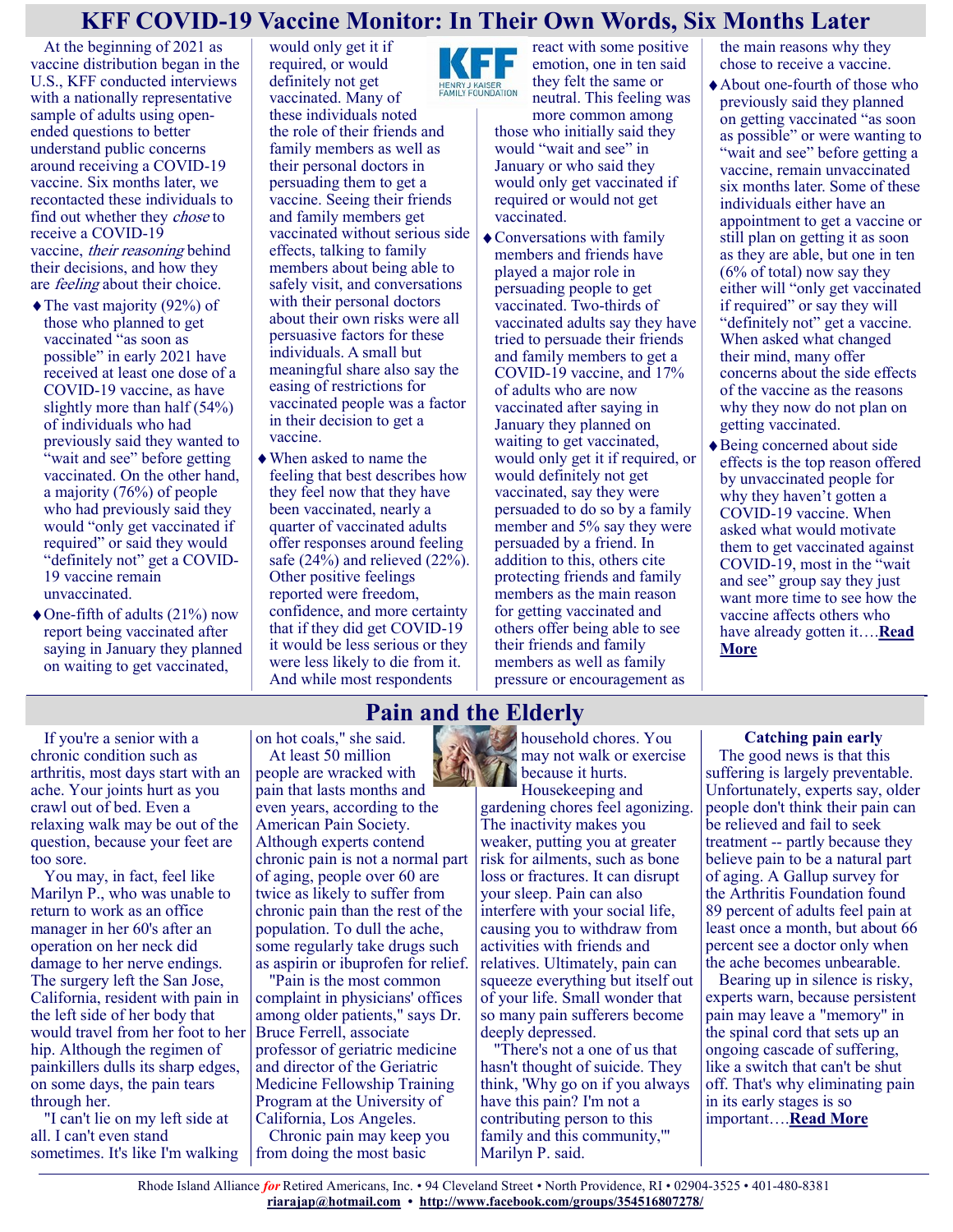# KFF COVID-19 Vaccine Monitor: In Their Own Words, Six Months Later

At the beginning of 2021 as vaccine distribution began in the U.S., KFF conducted interviews with a nationally representative sample of adults using open-ended questions to better understand public concerns around receiving a COVID-19 vaccine. Six months later, we recontacted these individuals to find out whether they *chose* to receive a COVID-19 vaccine, *their reasoning* behind their decisions, and how they are *feeling* about their choice.

- The vast majority (92%) of those who planned to get vaccinated "as soon as possible" in early 2021 have received at least one dose of a COVID-19 vaccine, as have slightly more than half (54%) of individuals who had previously said they wanted to "wait and see" before getting vaccinated. On the other hand, a majority (76%) of people who had previously said they would "only get vaccinated if required" or said they would "definitely not" get a COVID-19 vaccine remain unvaccinated.
- One-fifth of adults (21%) now report being vaccinated after saying in January they planned on waiting to get vaccinated, would only get it if required, or would definitely not get vaccinated. Many of these individuals noted the role of their friends and family members as well as their personal doctors in persuading them to get a vaccine. Seeing their friends and family members get vaccinated without serious side effects, talking to family members about being able to safely visit, and conversations with their personal doctors about their own risks were all persuasive factors for these individuals. A small but meaningful share also say the easing of restrictions for vaccinated people was a factor in their decision to get a vaccine.
- When asked to name the feeling that best describes how they feel now that they have been vaccinated, nearly a quarter of vaccinated adults offer responses around feeling safe (24%) and relieved (22%). Other positive feelings reported were freedom, confidence, and more certainty that if they did get COVID-19 it would be less serious or they were less likely to die from it. And while most respondents react with some positive emotion, one in ten said they felt the same or neutral. This feeling was more common among those who initially said they would "wait and see" in January or who said they would only get vaccinated if required or would not get vaccinated.
- Conversations with family members and friends have played a major role in persuading people to get vaccinated. Two-thirds of vaccinated adults say they have tried to persuade their friends and family members to get a COVID-19 vaccine, and 17% of adults who are now vaccinated after saying in January they planned on waiting to get vaccinated, would only get it if required, or would definitely not get vaccinated, say they were persuaded to do so by a family member and 5% say they were persuaded by a friend. In addition to this, others cite protecting friends and family members as the main reason for getting vaccinated and others offer being able to see their friends and family members as well as family pressure or encouragement as the main reasons why they chose to receive a vaccine.
- About one-fourth of those who previously said they planned on getting vaccinated "as soon as possible" or were wanting to "wait and see" before getting a vaccine, remain unvaccinated six months later. Some of these individuals either have an appointment to get a vaccine or still plan on getting it as soon as they are able, but one in ten (6% of total) now say they either will "only get vaccinated if required" or say they will "definitely not" get a vaccine. When asked what changed their mind, many offer concerns about the side effects of the vaccine as the reasons why they now do not plan on getting vaccinated.
- Being concerned about side effects is the top reason offered by unvaccinated people for why they haven't gotten a COVID-19 vaccine. When asked what would motivate them to get vaccinated against COVID-19, most in the "wait and see" group say they just want more time to see how the vaccine affects others who have already gotten it….**Read More**

# Pain and the Elderly

If you're a senior with a chronic condition such as arthritis, most days start with an ache. Your joints hurt as you crawl out of bed. Even a relaxing walk may be out of the question, because your feet are too sore.

You may, in fact, feel like Marilyn P., who was unable to return to work as an office manager in her 60's after an operation on her neck did damage to her nerve endings. The surgery left the San Jose, California, resident with pain in the left side of her body that would travel from her foot to her hip. Although the regimen of painkillers dulls its sharp edges, on some days, the pain tears through her.

"I can't lie on my left side at all. I can't even stand sometimes. It's like I'm walking on hot coals," she said.

At least 50 million people are wracked with pain that lasts months and even years, according to the American Pain Society. Although experts contend chronic pain is not a normal part of aging, people over 60 are twice as likely to suffer from chronic pain than the rest of the population. To dull the ache, some regularly take drugs such as aspirin or ibuprofen for relief.

"Pain is the most common complaint in physicians' offices among older patients," says Dr. Bruce Ferrell, associate professor of geriatric medicine and director of the Geriatric Medicine Fellowship Training Program at the University of California, Los Angeles.

Chronic pain may keep you from doing the most basic household chores. You may not walk or exercise because it hurts. Housekeeping and gardening chores feel agonizing. The inactivity makes you weaker, putting you at greater risk for ailments, such as bone loss or fractures. It can disrupt your sleep. Pain can also interfere with your social life, causing you to withdraw from activities with friends and relatives. Ultimately, pain can squeeze everything but itself out of your life. Small wonder that so many pain sufferers become deeply depressed.

"There's not a one of us that hasn't thought of suicide. They think, 'Why go on if you always have this pain? I'm not a contributing person to this family and this community,'" Marilyn P. said.

### Catching pain early

The good news is that this suffering is largely preventable. Unfortunately, experts say, older people don't think their pain can be relieved and fail to seek treatment -- partly because they believe pain to be a natural part of aging. A Gallup survey for the Arthritis Foundation found 89 percent of adults feel pain at least once a month, but about 66 percent see a doctor only when the ache becomes unbearable.

Bearing up in silence is risky, experts warn, because persistent pain may leave a "memory" in the spinal cord that sets up an ongoing cascade of suffering, like a switch that can't be shut off. That's why eliminating pain in its early stages is so important….**Read More**

Rhode Island Alliance *for* Retired Americans, Inc. • 94 Cleveland Street • North Providence, RI • 02904-3525 • 401-480-8381
**riarajap@hotmail.com** • **http://www.facebook.com/groups/354516807278/**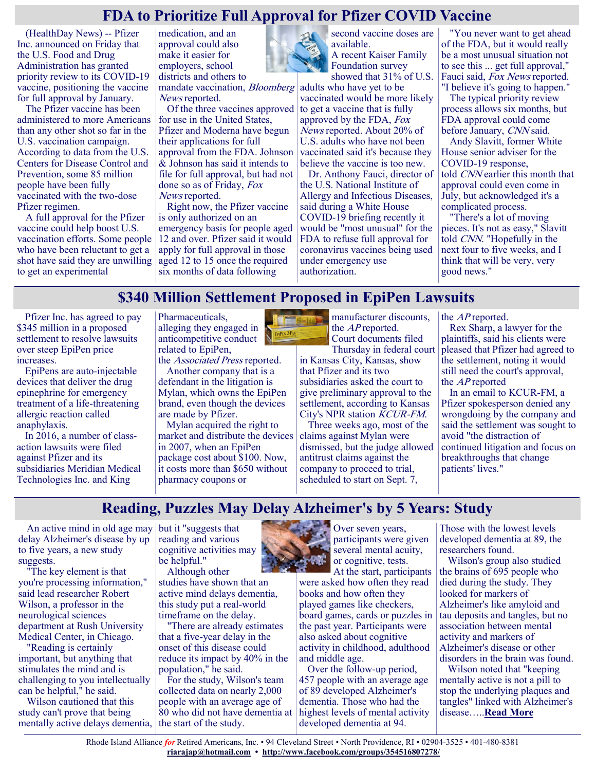# FDA to Prioritize Full Approval for Pfizer COVID Vaccine

(HealthDay News) -- Pfizer Inc. announced on Friday that the U.S. Food and Drug Administration has granted priority review to its COVID-19 vaccine, positioning the vaccine for full approval by January.

The Pfizer vaccine has been administered to more Americans than any other shot so far in the U.S. vaccination campaign. According to data from the U.S. Centers for Disease Control and Prevention, some 85 million people have been fully vaccinated with the two-dose Pfizer regimen.

A full approval for the Pfizer vaccine could help boost U.S. vaccination efforts. Some people who have been reluctant to get a shot have said they are unwilling to get an experimental medication, and an approval could also make it easier for employers, school districts and others to mandate vaccination, *Bloomberg News* reported.

Of the three vaccines approved for use in the United States, Pfizer and Moderna have begun their applications for full approval from the FDA. Johnson & Johnson has said it intends to file for full approval, but had not done so as of Friday, *Fox News* reported.

Right now, the Pfizer vaccine is only authorized on an emergency basis for people aged 12 and over. Pfizer said it would apply for full approval in those aged 12 to 15 once the required six months of data following second vaccine doses are available.

A recent Kaiser Family Foundation survey showed that 31% of U.S. adults who have yet to be vaccinated would be more likely to get a vaccine that is fully approved by the FDA, *Fox News* reported. About 20% of U.S. adults who have not been vaccinated said it's because they believe the vaccine is too new.

Dr. Anthony Fauci, director of the U.S. National Institute of Allergy and Infectious Diseases, said during a White House COVID-19 briefing recently it would be "most unusual" for the FDA to refuse full approval for coronavirus vaccines being used under emergency use authorization.

"You never want to get ahead of the FDA, but it would really be a most unusual situation not to see this ... get full approval," Fauci said, *Fox News* reported. "I believe it's going to happen."

The typical priority review process allows six months, but FDA approval could come before January, *CNN* said.

Andy Slavitt, former White House senior adviser for the COVID-19 response, told *CNN* earlier this month that approval could even come in July, but acknowledged it's a complicated process.

"There's a lot of moving pieces. It's not as easy," Slavitt told *CNN*. "Hopefully in the next four to five weeks, and I think that will be very, very good news."

# $340 Million Settlement Proposed in EpiPen Lawsuits

Pfizer Inc. has agreed to pay $345 million in a proposed settlement to resolve lawsuits over steep EpiPen price increases.

EpiPens are auto-injectable devices that deliver the drug epinephrine for emergency treatment of a life-threatening allergic reaction called anaphylaxis.

In 2016, a number of class-action lawsuits were filed against Pfizer and its subsidiaries Meridian Medical Technologies Inc. and King Pharmaceuticals, alleging they engaged in anticompetitive conduct related to EpiPen, the *Associated Press* reported.

Another company that is a defendant in the litigation is Mylan, which owns the EpiPen brand, even though the devices are made by Pfizer.

Mylan acquired the right to market and distribute the devices in 2007, when an EpiPen package cost about $100. Now, it costs more than $650 without pharmacy coupons or manufacturer discounts, the *AP* reported.

Court documents filed Thursday in federal court in Kansas City, Kansas, show that Pfizer and its two subsidiaries asked the court to give preliminary approval to the settlement, according to Kansas City's NPR station *KCUR-FM*.

Three weeks ago, most of the claims against Mylan were dismissed, but the judge allowed antitrust claims against the company to proceed to trial, scheduled to start on Sept. 7, the *AP* reported.

Rex Sharp, a lawyer for the plaintiffs, said his clients were pleased that Pfizer had agreed to the settlement, noting it would still need the court's approval, the *AP* reported

In an email to KCUR-FM, a Pfizer spokesperson denied any wrongdoing by the company and said the settlement was sought to avoid "the distraction of continued litigation and focus on breakthroughs that change patients' lives."

# Reading, Puzzles May Delay Alzheimer's by 5 Years: Study

An active mind in old age may delay Alzheimer's disease by up to five years, a new study suggests.

"The key element is that you're processing information," said lead researcher Robert Wilson, a professor in the neurological sciences department at Rush University Medical Center, in Chicago.

"Reading is certainly important, but anything that stimulates the mind and is challenging to you intellectually can be helpful," he said.

Wilson cautioned that this study can't prove that being mentally active delays dementia, but it "suggests that reading and various cognitive activities may be helpful."

Although other studies have shown that an active mind delays dementia, this study put a real-world timeframe on the delay.

"There are already estimates that a five-year delay in the onset of this disease could reduce its impact by 40% in the population," he said.

For the study, Wilson's team collected data on nearly 2,000 people with an average age of 80 who did not have dementia at the start of the study.

Over seven years, participants were given several mental acuity, or cognitive, tests.

At the start, participants were asked how often they read books and how often they played games like checkers, board games, cards or puzzles in the past year. Participants were also asked about cognitive activity in childhood, adulthood and middle age.

Over the follow-up period, 457 people with an average age of 89 developed Alzheimer's dementia. Those who had the highest levels of mental activity developed dementia at 94. Those with the lowest levels developed dementia at 89, the researchers found.

Wilson's group also studied the brains of 695 people who died during the study. They looked for markers of Alzheimer's like amyloid and tau deposits and tangles, but no association between mental activity and markers of Alzheimer's disease or other disorders in the brain was found.

Wilson noted that "keeping mentally active is not a pill to stop the underlying plaques and tangles" linked with Alzheimer's disease…..**Read More**

Rhode Island Alliance *for* Retired Americans, Inc. • 94 Cleveland Street • North Providence, RI • 02904-3525 • 401-480-8381
riarajap@hotmail.com • http://www.facebook.com/groups/354516807278/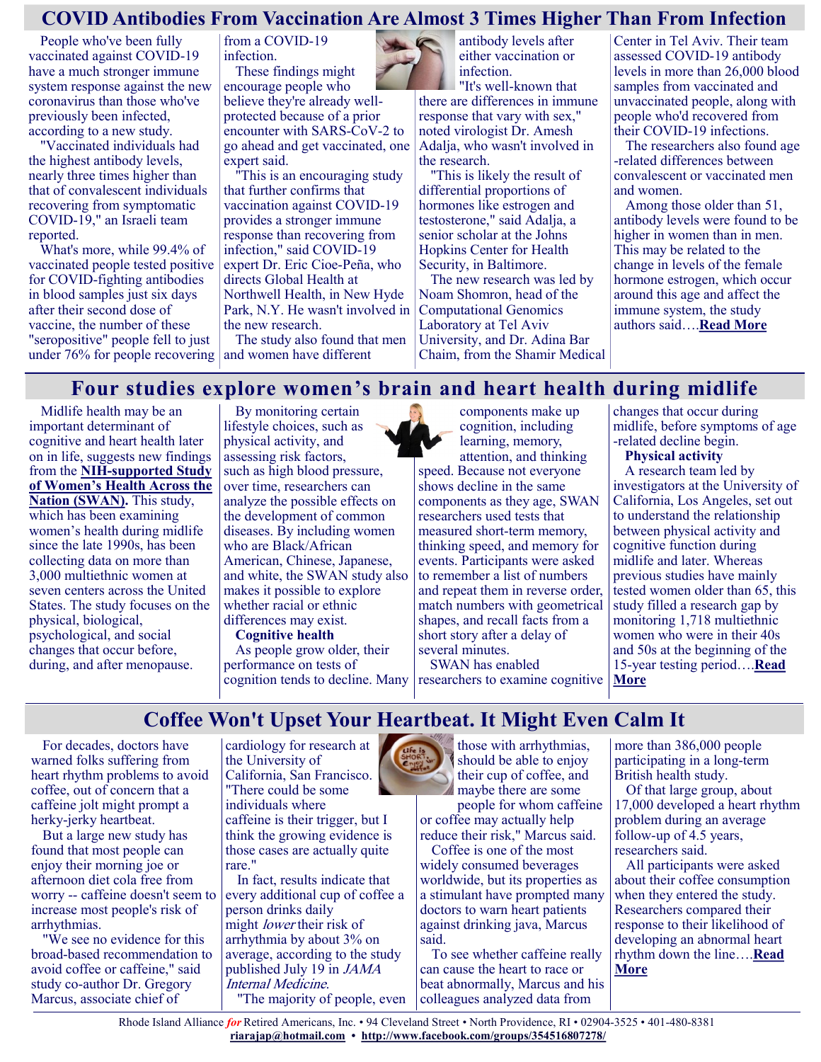## COVID Antibodies From Vaccination Are Almost 3 Times Higher Than From Infection

People who've been fully vaccinated against COVID-19 have a much stronger immune system response against the new coronavirus than those who've previously been infected, according to a new study.

"Vaccinated individuals had the highest antibody levels, nearly three times higher than that of convalescent individuals recovering from symptomatic COVID-19," an Israeli team reported.

What's more, while 99.4% of vaccinated people tested positive for COVID-fighting antibodies in blood samples just six days after their second dose of vaccine, the number of these "seropositive" people fell to just under 76% for people recovering from a COVID-19 infection.

These findings might encourage people who believe they're already well-protected because of a prior encounter with SARS-CoV-2 to go ahead and get vaccinated, one expert said.

"This is an encouraging study that further confirms that vaccination against COVID-19 provides a stronger immune response than recovering from infection," said COVID-19 expert Dr. Eric Cioe-Peña, who directs Global Health at Northwell Health, in New Hyde Park, N.Y. He wasn't involved in the new research.

The study also found that men and women have different antibody levels after either vaccination or infection.

"It's well-known that there are differences in immune response that vary with sex," noted virologist Dr. Amesh Adalja, who wasn't involved in the research.

"This is likely the result of differential proportions of hormones like estrogen and testosterone," said Adalja, a senior scholar at the Johns Hopkins Center for Health Security, in Baltimore.

The new research was led by Noam Shomron, head of the Computational Genomics Laboratory at Tel Aviv University, and Dr. Adina Bar Chaim, from the Shamir Medical Center in Tel Aviv. Their team assessed COVID-19 antibody levels in more than 26,000 blood samples from vaccinated and unvaccinated people, along with people who'd recovered from their COVID-19 infections.

The researchers also found age-related differences between convalescent or vaccinated men and women.

Among those older than 51, antibody levels were found to be higher in women than in men. This may be related to the change in levels of the female hormone estrogen, which occur around this age and affect the immune system, the study authors said….**Read More**

## Four studies explore women's brain and heart health during midlife

Midlife health may be an important determinant of cognitive and heart health later on in life, suggests new findings from the **NIH-supported Study of Women's Health Across the Nation (SWAN).** This study, which has been examining women's health during midlife since the late 1990s, has been collecting data on more than 3,000 multiethnic women at seven centers across the United States. The study focuses on the physical, biological, psychological, and social changes that occur before, during, and after menopause.

By monitoring certain lifestyle choices, such as physical activity, and assessing risk factors, such as high blood pressure, over time, researchers can analyze the possible effects on the development of common diseases. By including women who are Black/African American, Chinese, Japanese, and white, the SWAN study also makes it possible to explore whether racial or ethnic differences may exist.

**Cognitive health**

As people grow older, their performance on tests of cognition tends to decline. Many components make up cognition, including learning, memory, attention, and thinking speed. Because not everyone shows decline in the same components as they age, SWAN researchers used tests that measured short-term memory, thinking speed, and memory for events. Participants were asked to remember a list of numbers and repeat them in reverse order, match numbers with geometrical shapes, and recall facts from a short story after a delay of several minutes.

SWAN has enabled researchers to examine cognitive changes that occur during midlife, before symptoms of age-related decline begin.

**Physical activity**

A research team led by investigators at the University of California, Los Angeles, set out to understand the relationship between physical activity and cognitive function during midlife and later. Whereas previous studies have mainly tested women older than 65, this study filled a research gap by monitoring 1,718 multiethnic women who were in their 40s and 50s at the beginning of the 15-year testing period….**Read More**

## Coffee Won't Upset Your Heartbeat. It Might Even Calm It

For decades, doctors have warned folks suffering from heart rhythm problems to avoid coffee, out of concern that a caffeine jolt might prompt a herky-jerky heartbeat.

But a large new study has found that most people can enjoy their morning joe or afternoon diet cola free from worry -- caffeine doesn't seem to increase most people's risk of arrhythmias.

"We see no evidence for this broad-based recommendation to avoid coffee or caffeine," said study co-author Dr. Gregory Marcus, associate chief of cardiology for research at the University of California, San Francisco. "There could be some individuals where caffeine is their trigger, but I think the growing evidence is that those cases are actually quite rare."

In fact, results indicate that every additional cup of coffee a person drinks daily might *lower* their risk of arrhythmia by about 3% on average, according to the study published July 19 in *JAMA Internal Medicine*.

"The majority of people, even those with arrhythmias, should be able to enjoy their cup of coffee, and maybe there are some people for whom caffeine or coffee may actually help reduce their risk," Marcus said.

Coffee is one of the most widely consumed beverages worldwide, but its properties as a stimulant have prompted many doctors to warn heart patients against drinking java, Marcus said.

To see whether caffeine really can cause the heart to race or beat abnormally, Marcus and his colleagues analyzed data from more than 386,000 people participating in a long-term British health study.

Of that large group, about 17,000 developed a heart rhythm problem during an average follow-up of 4.5 years, researchers said.

All participants were asked about their coffee consumption when they entered the study. Researchers compared their response to their likelihood of developing an abnormal heart rhythm down the line….**Read More**

Rhode Island Alliance *for* Retired Americans, Inc. • 94 Cleveland Street • North Providence, RI • 02904-3525 • 401-480-8381
**riarajap@hotmail.com** • **http://www.facebook.com/groups/354516807278/**